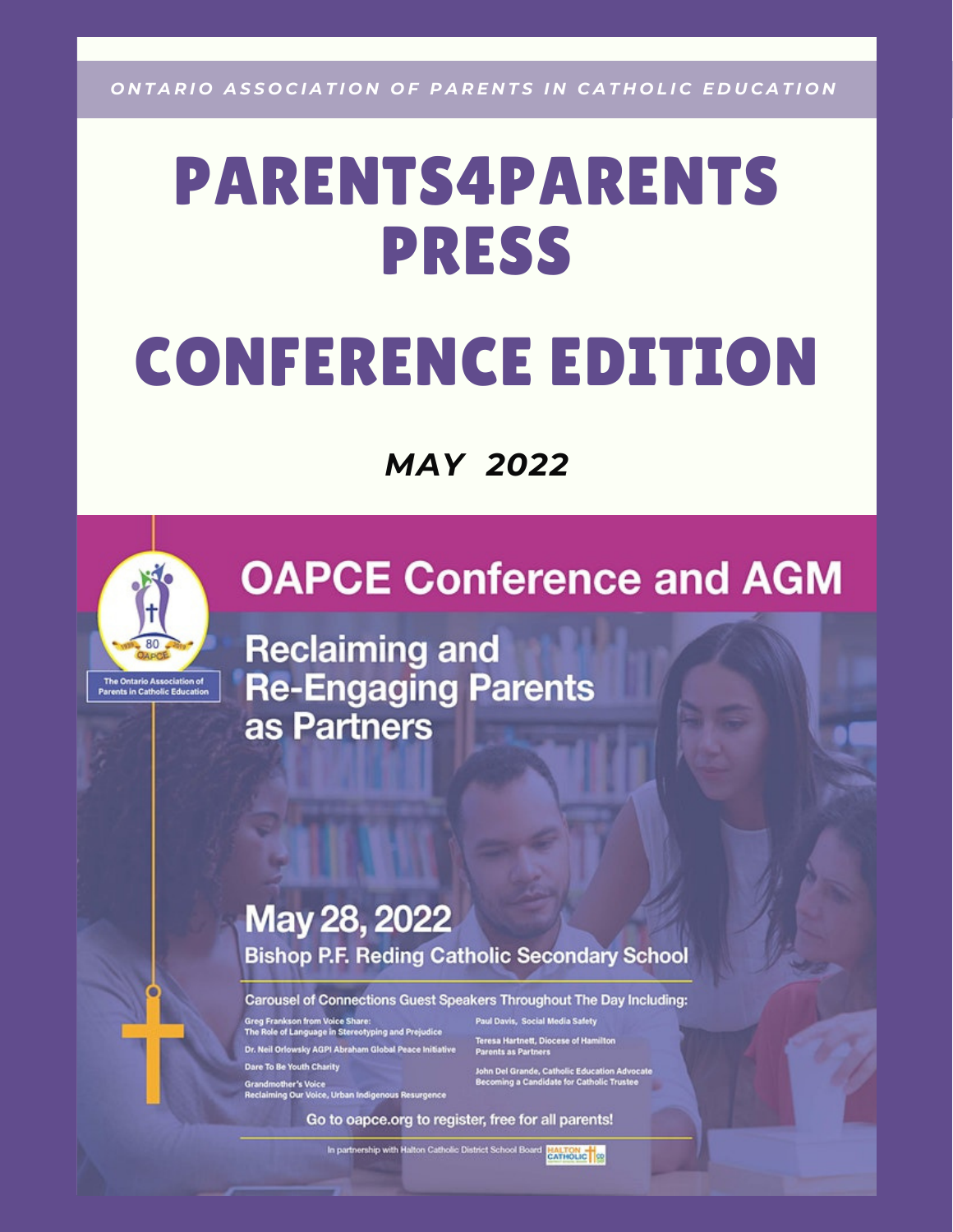*ONTARIO ASSOCIATION OF PARENTS IN CATHOLIC EDUCATION*

# PARENTS4PARENTS PRESS

# CONFERENCE EDITION

***MAY 2022***

The Ontario Association of Parents in Catholic Education

## OAPCE Conference and AGM

### Reclaiming and Re-Engaging Parents as Partners

### May 28, 2022

Bishop P.F. Reding Catholic Secondary School

**Carousel of Connections Guest Speakers Throughout The Day Including:**

- Greg Frankson from Voice Share: The Role of Language in Stereotyping and Prejudice
- Dr. Neil Orlowsky AGPI Abraham Global Peace Initiative
- Dare To Be Youth Charity
- Grandmother's Voice Reclaiming Our Voice, Urban Indigenous Resurgence
- Paul Davis, Social Media Safety
- Teresa Hartnett, Diocese of Hamilton Parents as Partners
- John Del Grande, Catholic Education Advocate Becoming a Candidate for Catholic Trustee

Go to oapce.org to register, free for all parents!

In partnership with Halton Catholic District School Board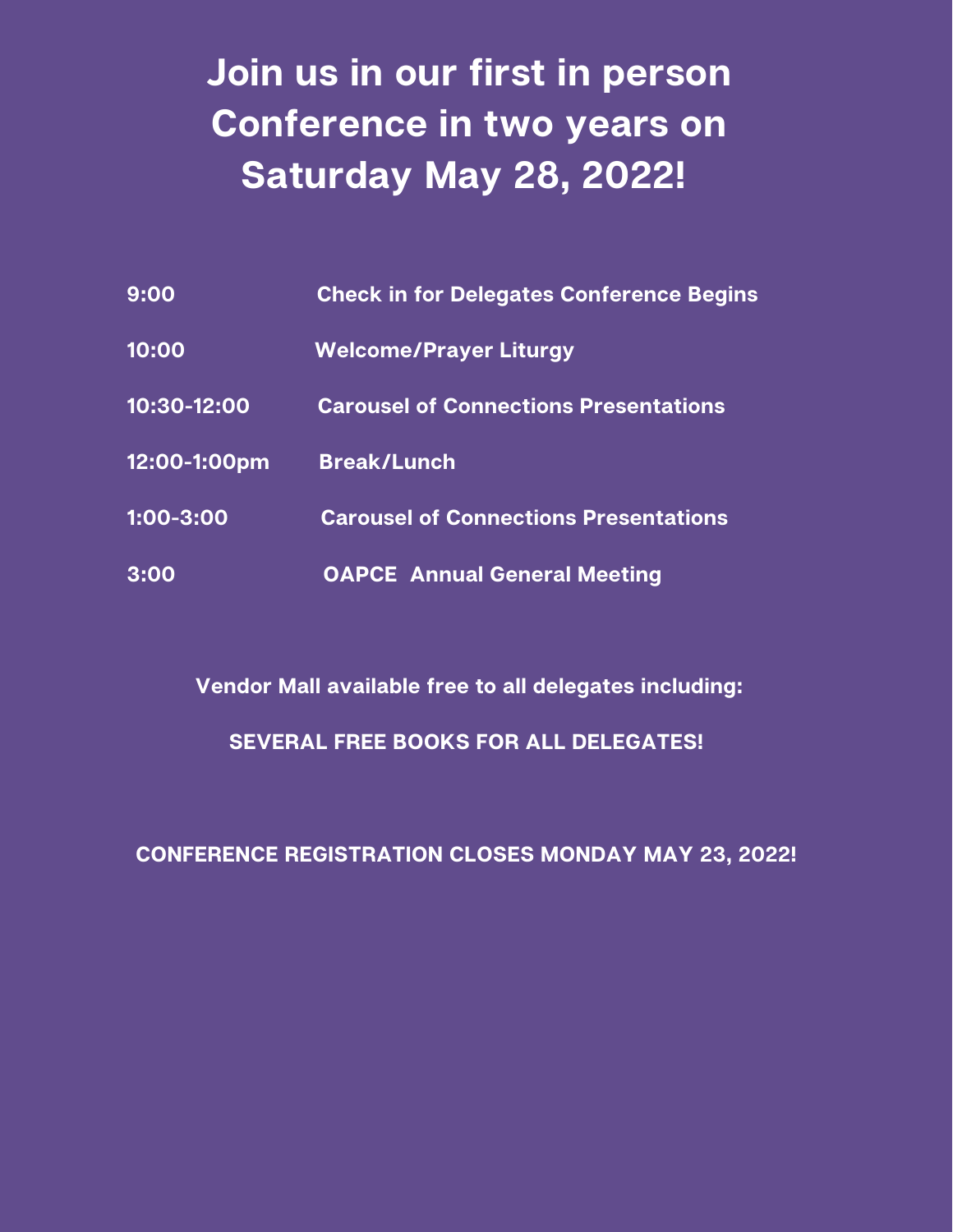# Join us in our first in person Conference in two years on Saturday May 28, 2022!

| | |
|---|---|
| 9:00 | Check in for Delegates Conference Begins |
| 10:00 | Welcome/Prayer Liturgy |
| 10:30-12:00 | Carousel of Connections Presentations |
| 12:00-1:00pm | Break/Lunch |
| 1:00-3:00 | Carousel of Connections Presentations |
| 3:00 | OAPCE Annual General Meeting |

**Vendor Mall available free to all delegates including:**

**SEVERAL FREE BOOKS FOR ALL DELEGATES!**

**CONFERENCE REGISTRATION CLOSES MONDAY MAY 23, 2022!**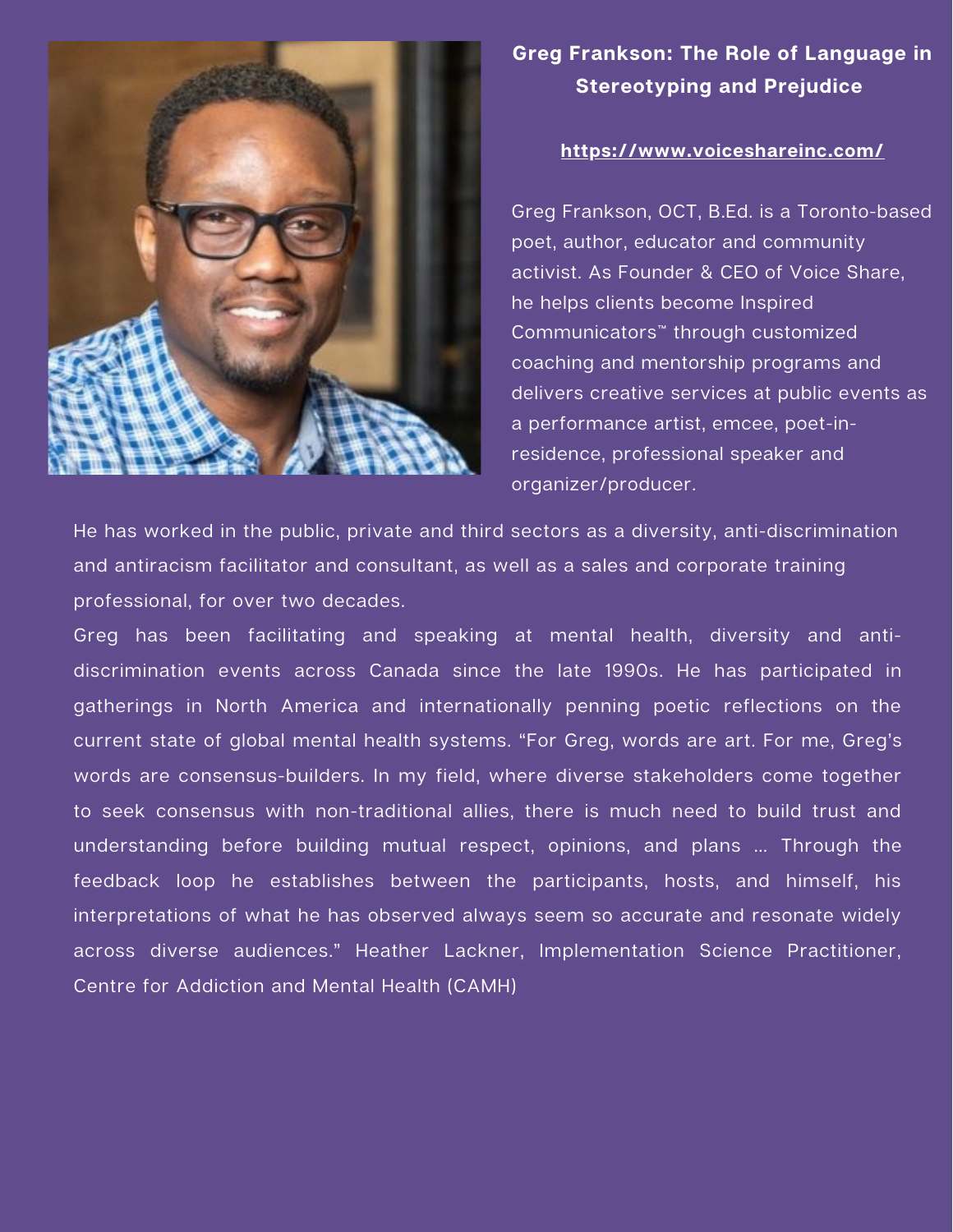## Greg Frankson: The Role of Language in Stereotyping and Prejudice

https://www.voiceshareinc.com/

Greg Frankson, OCT, B.Ed. is a Toronto-based poet, author, educator and community activist. As Founder & CEO of Voice Share, he helps clients become Inspired Communicators™ through customized coaching and mentorship programs and delivers creative services at public events as a performance artist, emcee, poet-in-residence, professional speaker and organizer/producer.

He has worked in the public, private and third sectors as a diversity, anti-discrimination and antiracism facilitator and consultant, as well as a sales and corporate training professional, for over two decades.

Greg has been facilitating and speaking at mental health, diversity and anti-discrimination events across Canada since the late 1990s. He has participated in gatherings in North America and internationally penning poetic reflections on the current state of global mental health systems. "For Greg, words are art. For me, Greg's words are consensus-builders. In my field, where diverse stakeholders come together to seek consensus with non-traditional allies, there is much need to build trust and understanding before building mutual respect, opinions, and plans … Through the feedback loop he establishes between the participants, hosts, and himself, his interpretations of what he has observed always seem so accurate and resonate widely across diverse audiences." Heather Lackner, Implementation Science Practitioner, Centre for Addiction and Mental Health (CAMH)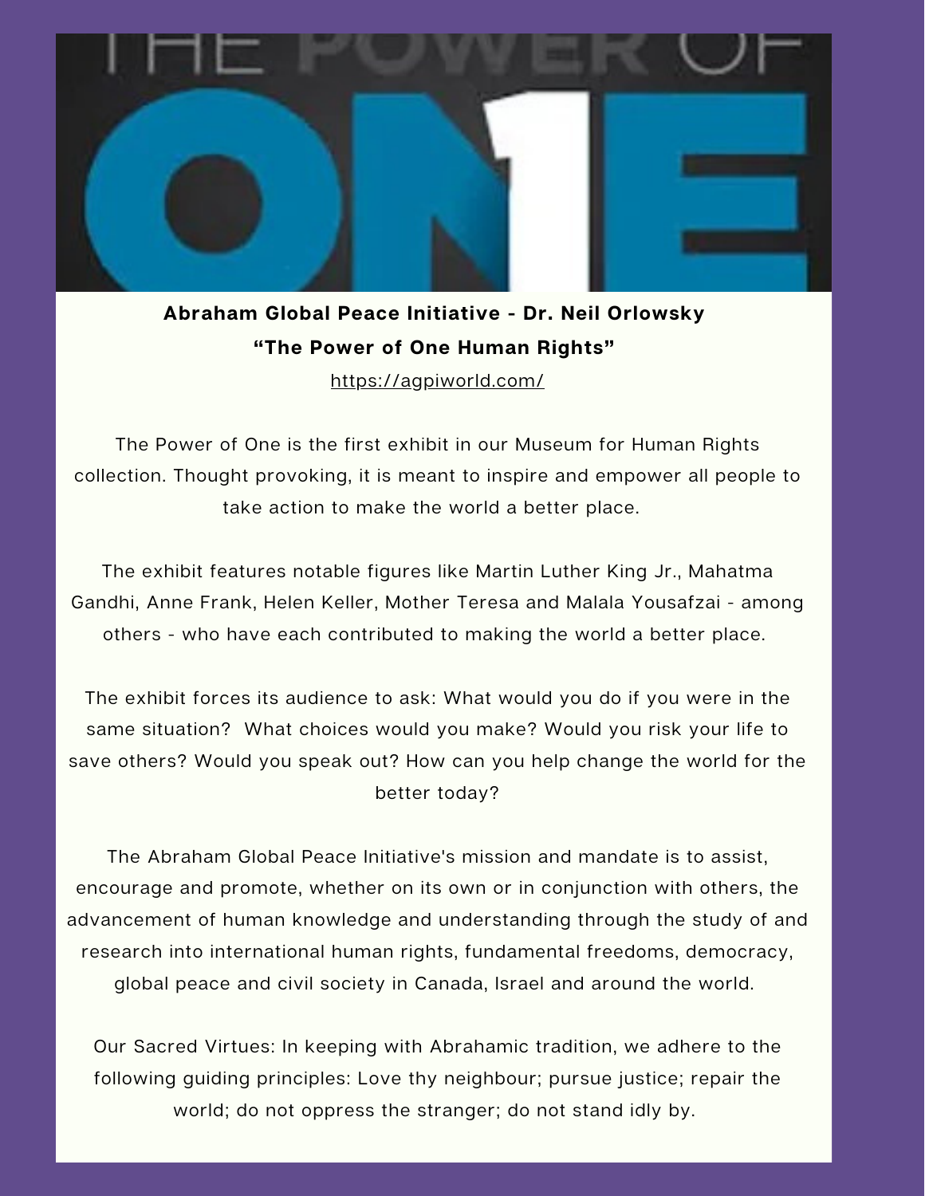**Abraham Global Peace Initiative - Dr. Neil Orlowsky**

**“The Power of One Human Rights”**

https://agpiworld.com/

The Power of One is the first exhibit in our Museum for Human Rights collection. Thought provoking, it is meant to inspire and empower all people to take action to make the world a better place.

The exhibit features notable figures like Martin Luther King Jr., Mahatma Gandhi, Anne Frank, Helen Keller, Mother Teresa and Malala Yousafzai - among others - who have each contributed to making the world a better place.

The exhibit forces its audience to ask: What would you do if you were in the same situation? What choices would you make? Would you risk your life to save others? Would you speak out? How can you help change the world for the better today?

The Abraham Global Peace Initiative's mission and mandate is to assist, encourage and promote, whether on its own or in conjunction with others, the advancement of human knowledge and understanding through the study of and research into international human rights, fundamental freedoms, democracy, global peace and civil society in Canada, Israel and around the world.

Our Sacred Virtues: In keeping with Abrahamic tradition, we adhere to the following guiding principles: Love thy neighbour; pursue justice; repair the world; do not oppress the stranger; do not stand idly by.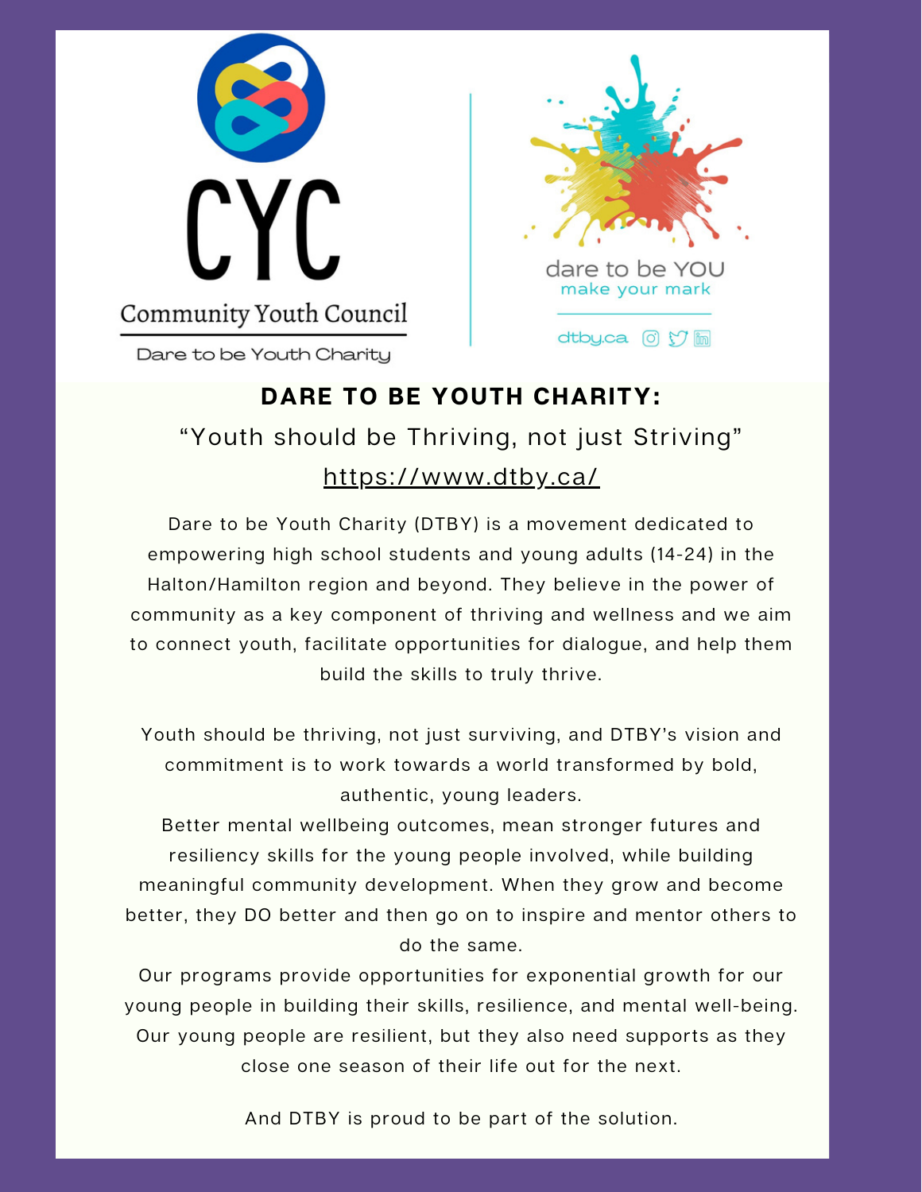CYC

Community Youth Council

Dare to be Youth Charity

dare to be YOU

make your mark

dtby.ca

## DARE TO BE YOUTH CHARITY:

"Youth should be Thriving, not just Striving"

https://www.dtby.ca/

Dare to be Youth Charity (DTBY) is a movement dedicated to empowering high school students and young adults (14-24) in the Halton/Hamilton region and beyond. They believe in the power of community as a key component of thriving and wellness and we aim to connect youth, facilitate opportunities for dialogue, and help them build the skills to truly thrive.

Youth should be thriving, not just surviving, and DTBY's vision and commitment is to work towards a world transformed by bold, authentic, young leaders.

Better mental wellbeing outcomes, mean stronger futures and resiliency skills for the young people involved, while building meaningful community development. When they grow and become better, they DO better and then go on to inspire and mentor others to do the same.

Our programs provide opportunities for exponential growth for our young people in building their skills, resilience, and mental well-being. Our young people are resilient, but they also need supports as they close one season of their life out for the next.

And DTBY is proud to be part of the solution.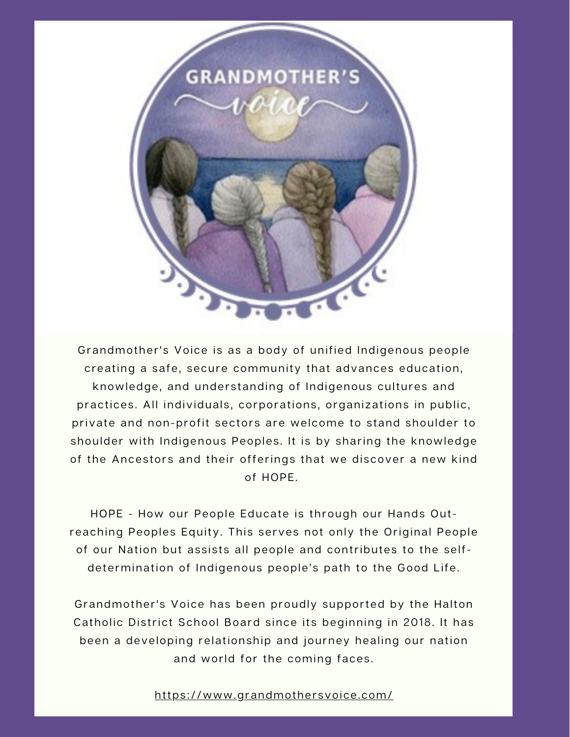Grandmother's Voice is as a body of unified Indigenous people creating a safe, secure community that advances education, knowledge, and understanding of Indigenous cultures and practices. All individuals, corporations, organizations in public, private and non-profit sectors are welcome to stand shoulder to shoulder with Indigenous Peoples. It is by sharing the knowledge of the Ancestors and their offerings that we discover a new kind of HOPE.

HOPE - How our People Educate is through our Hands Out-reaching Peoples Equity. This serves not only the Original People of our Nation but assists all people and contributes to the self-determination of Indigenous people's path to the Good Life.

Grandmother's Voice has been proudly supported by the Halton Catholic District School Board since its beginning in 2018. It has been a developing relationship and journey healing our nation and world for the coming faces.

https://www.grandmothersvoice.com/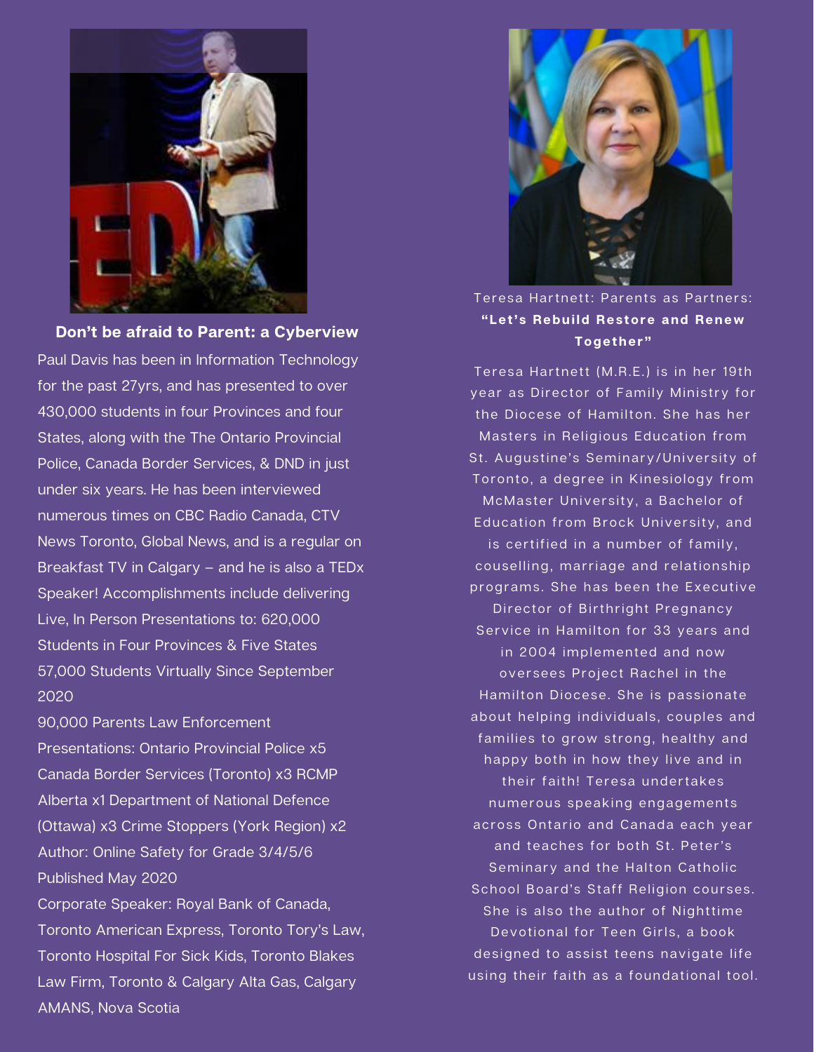## Don't be afraid to Parent: a Cyberview

Paul Davis has been in Information Technology for the past 27yrs, and has presented to over 430,000 students in four Provinces and four States, along with the The Ontario Provincial Police, Canada Border Services, & DND in just under six years. He has been interviewed numerous times on CBC Radio Canada, CTV News Toronto, Global News, and is a regular on Breakfast TV in Calgary – and he is also a TEDx Speaker! Accomplishments include delivering Live, In Person Presentations to: 620,000 Students in Four Provinces & Five States 57,000 Students Virtually Since September 2020
90,000 Parents Law Enforcement Presentations: Ontario Provincial Police x5 Canada Border Services (Toronto) x3 RCMP Alberta x1 Department of National Defence (Ottawa) x3 Crime Stoppers (York Region) x2 Author: Online Safety for Grade 3/4/5/6 Published May 2020
Corporate Speaker: Royal Bank of Canada, Toronto American Express, Toronto Tory's Law, Toronto Hospital For Sick Kids, Toronto Blakes Law Firm, Toronto & Calgary Alta Gas, Calgary AMANS, Nova Scotia

Teresa Hartnett: Parents as Partners:
**"Let's Rebuild Restore and Renew Together"**

Teresa Hartnett (M.R.E.) is in her 19th year as Director of Family Ministry for the Diocese of Hamilton. She has her Masters in Religious Education from St. Augustine's Seminary/University of Toronto, a degree in Kinesiology from McMaster University, a Bachelor of Education from Brock University, and is certified in a number of family, couselling, marriage and relationship programs. She has been the Executive Director of Birthright Pregnancy Service in Hamilton for 33 years and in 2004 implemented and now oversees Project Rachel in the Hamilton Diocese. She is passionate about helping individuals, couples and families to grow strong, healthy and happy both in how they live and in their faith! Teresa undertakes numerous speaking engagements across Ontario and Canada each year and teaches for both St. Peter's Seminary and the Halton Catholic School Board's Staff Religion courses. She is also the author of Nighttime Devotional for Teen Girls, a book designed to assist teens navigate life using their faith as a foundational tool.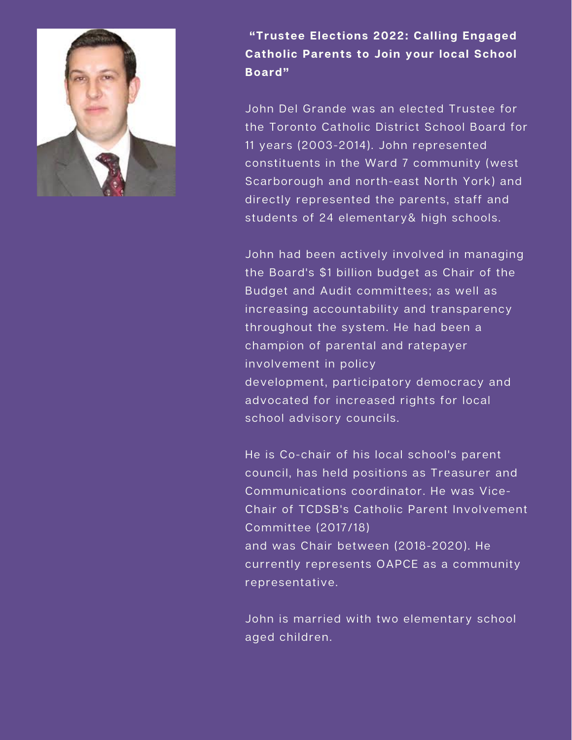**"Trustee Elections 2022: Calling Engaged Catholic Parents to Join your local School Board"**

John Del Grande was an elected Trustee for the Toronto Catholic District School Board for 11 years (2003-2014). John represented constituents in the Ward 7 community (west Scarborough and north-east North York) and directly represented the parents, staff and students of 24 elementary& high schools.

John had been actively involved in managing the Board's $1 billion budget as Chair of the Budget and Audit committees; as well as increasing accountability and transparency throughout the system. He had been a champion of parental and ratepayer involvement in policy development, participatory democracy and advocated for increased rights for local school advisory councils.

He is Co-chair of his local school's parent council, has held positions as Treasurer and Communications coordinator. He was Vice-Chair of TCDSB's Catholic Parent Involvement Committee (2017/18) and was Chair between (2018-2020). He currently represents OAPCE as a community representative.

John is married with two elementary school aged children.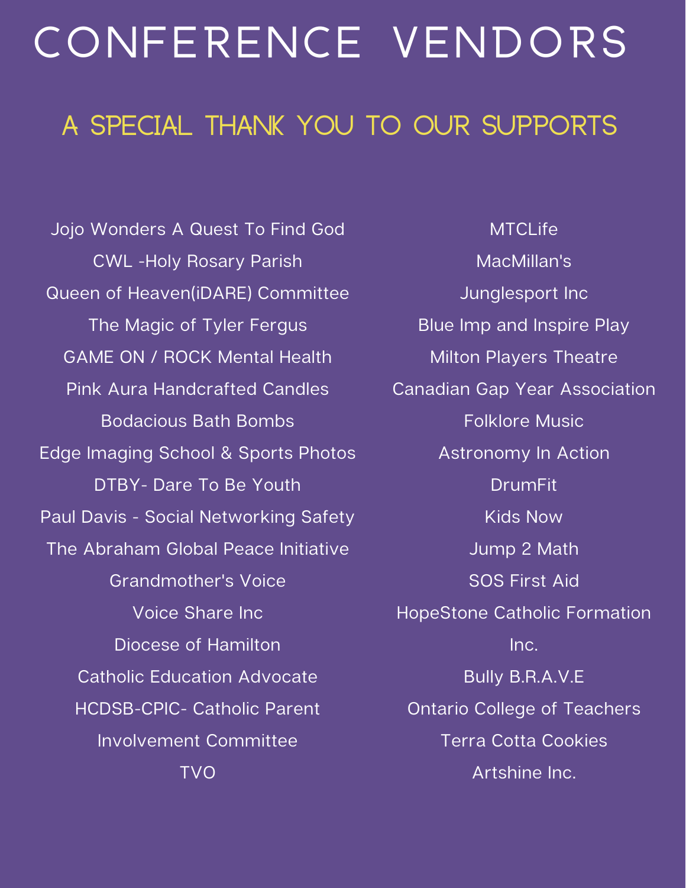# CONFERENCE VENDORS

## A SPECIAL THANK YOU TO OUR SUPPORTS

Jojo Wonders A Quest To Find God

CWL -Holy Rosary Parish

Queen of Heaven(iDARE) Committee

The Magic of Tyler Fergus

GAME ON / ROCK Mental Health

Pink Aura Handcrafted Candles

Bodacious Bath Bombs

Edge Imaging School & Sports Photos

DTBY- Dare To Be Youth

Paul Davis - Social Networking Safety

The Abraham Global Peace Initiative

Grandmother's Voice

Voice Share Inc

Diocese of Hamilton

Catholic Education Advocate

HCDSB-CPIC- Catholic Parent Involvement Committee

TVO

MTCLife

MacMillan's

Junglesport Inc

Blue Imp and Inspire Play

Milton Players Theatre

Canadian Gap Year Association

Folklore Music

Astronomy In Action

DrumFit

Kids Now

Jump 2 Math

SOS First Aid

HopeStone Catholic Formation Inc.

Bully B.R.A.V.E

Ontario College of Teachers

Terra Cotta Cookies

Artshine Inc.